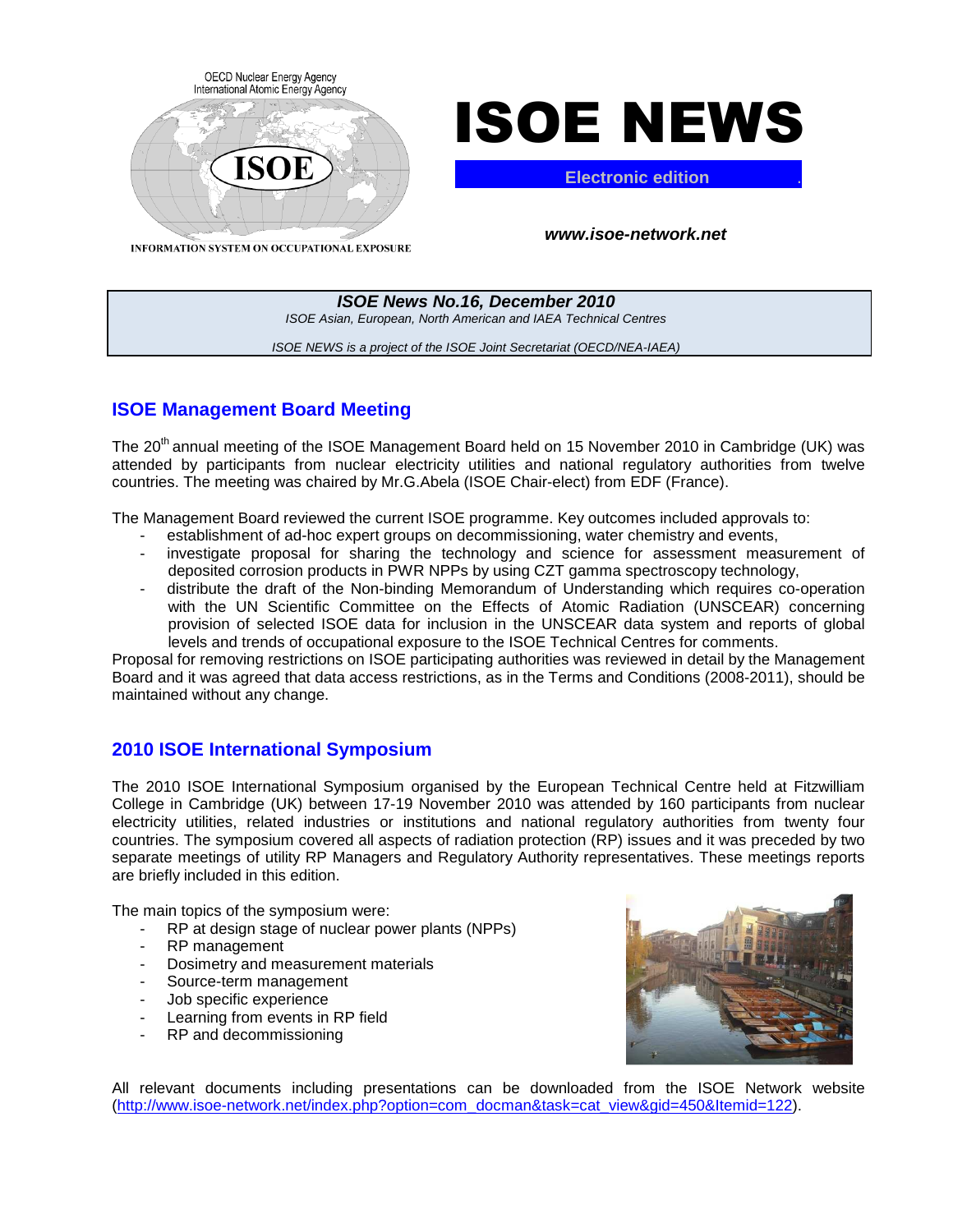OECD Nuclear Energy Agency
International Atomic Energy Agency

ISOE

INFORMATION SYSTEM ON OCCUPATIONAL EXPOSURE

# ISOE NEWS

**Electronic edition**

***www.isoe-network.net***

***ISOE News No.16, December 2010***

*ISOE Asian, European, North American and IAEA Technical Centres*

*ISOE NEWS is a project of the ISOE Joint Secretariat (OECD/NEA-IAEA)*

## ISOE Management Board Meeting

The 20th annual meeting of the ISOE Management Board held on 15 November 2010 in Cambridge (UK) was attended by participants from nuclear electricity utilities and national regulatory authorities from twelve countries. The meeting was chaired by Mr.G.Abela (ISOE Chair-elect) from EDF (France).

The Management Board reviewed the current ISOE programme. Key outcomes included approvals to:

- establishment of ad-hoc expert groups on decommissioning, water chemistry and events,
- investigate proposal for sharing the technology and science for assessment measurement of deposited corrosion products in PWR NPPs by using CZT gamma spectroscopy technology,
- distribute the draft of the Non-binding Memorandum of Understanding which requires co-operation with the UN Scientific Committee on the Effects of Atomic Radiation (UNSCEAR) concerning provision of selected ISOE data for inclusion in the UNSCEAR data system and reports of global levels and trends of occupational exposure to the ISOE Technical Centres for comments.

Proposal for removing restrictions on ISOE participating authorities was reviewed in detail by the Management Board and it was agreed that data access restrictions, as in the Terms and Conditions (2008-2011), should be maintained without any change.

## 2010 ISOE International Symposium

The 2010 ISOE International Symposium organised by the European Technical Centre held at Fitzwilliam College in Cambridge (UK) between 17-19 November 2010 was attended by 160 participants from nuclear electricity utilities, related industries or institutions and national regulatory authorities from twenty four countries. The symposium covered all aspects of radiation protection (RP) issues and it was preceded by two separate meetings of utility RP Managers and Regulatory Authority representatives. These meetings reports are briefly included in this edition.

The main topics of the symposium were:

- RP at design stage of nuclear power plants (NPPs)
- RP management
- Dosimetry and measurement materials
- Source-term management
- Job specific experience
- Learning from events in RP field
- RP and decommissioning

All relevant documents including presentations can be downloaded from the ISOE Network website (http://www.isoe-network.net/index.php?option=com_docman&task=cat_view&gid=450&Itemid=122).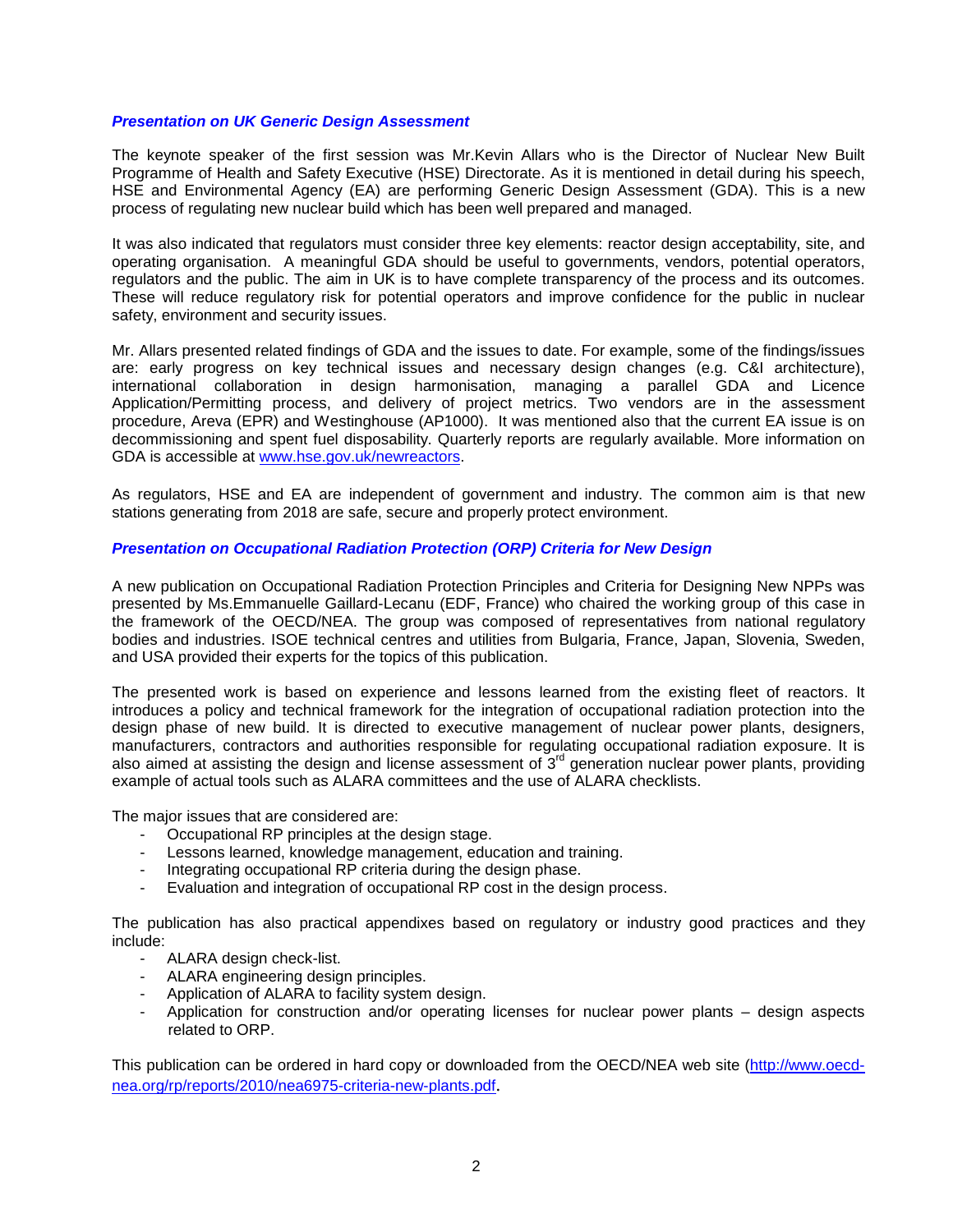### *Presentation on UK Generic Design Assessment*

The keynote speaker of the first session was Mr.Kevin Allars who is the Director of Nuclear New Built Programme of Health and Safety Executive (HSE) Directorate. As it is mentioned in detail during his speech, HSE and Environmental Agency (EA) are performing Generic Design Assessment (GDA). This is a new process of regulating new nuclear build which has been well prepared and managed.

It was also indicated that regulators must consider three key elements: reactor design acceptability, site, and operating organisation. A meaningful GDA should be useful to governments, vendors, potential operators, regulators and the public. The aim in UK is to have complete transparency of the process and its outcomes. These will reduce regulatory risk for potential operators and improve confidence for the public in nuclear safety, environment and security issues.

Mr. Allars presented related findings of GDA and the issues to date. For example, some of the findings/issues are: early progress on key technical issues and necessary design changes (e.g. C&I architecture), international collaboration in design harmonisation, managing a parallel GDA and Licence Application/Permitting process, and delivery of project metrics. Two vendors are in the assessment procedure, Areva (EPR) and Westinghouse (AP1000). It was mentioned also that the current EA issue is on decommissioning and spent fuel disposability. Quarterly reports are regularly available. More information on GDA is accessible at www.hse.gov.uk/newreactors.

As regulators, HSE and EA are independent of government and industry. The common aim is that new stations generating from 2018 are safe, secure and properly protect environment.

### *Presentation on Occupational Radiation Protection (ORP) Criteria for New Design*

A new publication on Occupational Radiation Protection Principles and Criteria for Designing New NPPs was presented by Ms.Emmanuelle Gaillard-Lecanu (EDF, France) who chaired the working group of this case in the framework of the OECD/NEA. The group was composed of representatives from national regulatory bodies and industries. ISOE technical centres and utilities from Bulgaria, France, Japan, Slovenia, Sweden, and USA provided their experts for the topics of this publication.

The presented work is based on experience and lessons learned from the existing fleet of reactors. It introduces a policy and technical framework for the integration of occupational radiation protection into the design phase of new build. It is directed to executive management of nuclear power plants, designers, manufacturers, contractors and authorities responsible for regulating occupational radiation exposure. It is also aimed at assisting the design and license assessment of 3rd generation nuclear power plants, providing example of actual tools such as ALARA committees and the use of ALARA checklists.

The major issues that are considered are:

- Occupational RP principles at the design stage.
- Lessons learned, knowledge management, education and training.
- Integrating occupational RP criteria during the design phase.
- Evaluation and integration of occupational RP cost in the design process.

The publication has also practical appendixes based on regulatory or industry good practices and they include:

- ALARA design check-list.
- ALARA engineering design principles.
- Application of ALARA to facility system design.
- Application for construction and/or operating licenses for nuclear power plants – design aspects related to ORP.

This publication can be ordered in hard copy or downloaded from the OECD/NEA web site (http://www.oecd-nea.org/rp/reports/2010/nea6975-criteria-new-plants.pdf.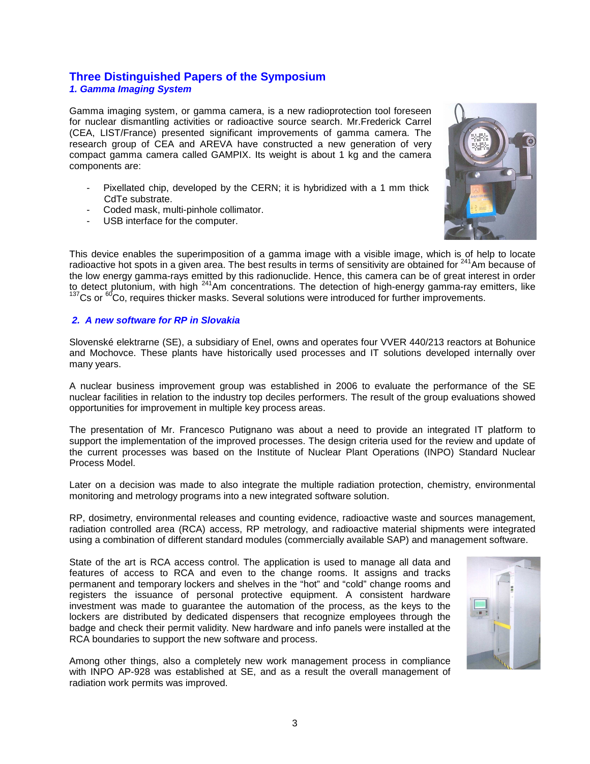## Three Distinguished Papers of the Symposium

### *1. Gamma Imaging System*

Gamma imaging system, or gamma camera, is a new radioprotection tool foreseen for nuclear dismantling activities or radioactive source search. Mr.Frederick Carrel (CEA, LIST/France) presented significant improvements of gamma camera. The research group of CEA and AREVA have constructed a new generation of very compact gamma camera called GAMPIX. Its weight is about 1 kg and the camera components are:

- Pixellated chip, developed by the CERN; it is hybridized with a 1 mm thick CdTe substrate.
- Coded mask, multi-pinhole collimator.
- USB interface for the computer.

This device enables the superimposition of a gamma image with a visible image, which is of help to locate radioactive hot spots in a given area. The best results in terms of sensitivity are obtained for $^{241}$Am because of the low energy gamma-rays emitted by this radionuclide. Hence, this camera can be of great interest in order to detect plutonium, with high $^{241}$Am concentrations. The detection of high-energy gamma-ray emitters, like $^{137}$Cs or $^{60}$Co, requires thicker masks. Several solutions were introduced for further improvements.

### *2. A new software for RP in Slovakia*

Slovenské elektrarne (SE), a subsidiary of Enel, owns and operates four VVER 440/213 reactors at Bohunice and Mochovce. These plants have historically used processes and IT solutions developed internally over many years.

A nuclear business improvement group was established in 2006 to evaluate the performance of the SE nuclear facilities in relation to the industry top deciles performers. The result of the group evaluations showed opportunities for improvement in multiple key process areas.

The presentation of Mr. Francesco Putignano was about a need to provide an integrated IT platform to support the implementation of the improved processes. The design criteria used for the review and update of the current processes was based on the Institute of Nuclear Plant Operations (INPO) Standard Nuclear Process Model.

Later on a decision was made to also integrate the multiple radiation protection, chemistry, environmental monitoring and metrology programs into a new integrated software solution.

RP, dosimetry, environmental releases and counting evidence, radioactive waste and sources management, radiation controlled area (RCA) access, RP metrology, and radioactive material shipments were integrated using a combination of different standard modules (commercially available SAP) and management software.

State of the art is RCA access control. The application is used to manage all data and features of access to RCA and even to the change rooms. It assigns and tracks permanent and temporary lockers and shelves in the "hot" and "cold" change rooms and registers the issuance of personal protective equipment. A consistent hardware investment was made to guarantee the automation of the process, as the keys to the lockers are distributed by dedicated dispensers that recognize employees through the badge and check their permit validity. New hardware and info panels were installed at the RCA boundaries to support the new software and process.

Among other things, also a completely new work management process in compliance with INPO AP-928 was established at SE, and as a result the overall management of radiation work permits was improved.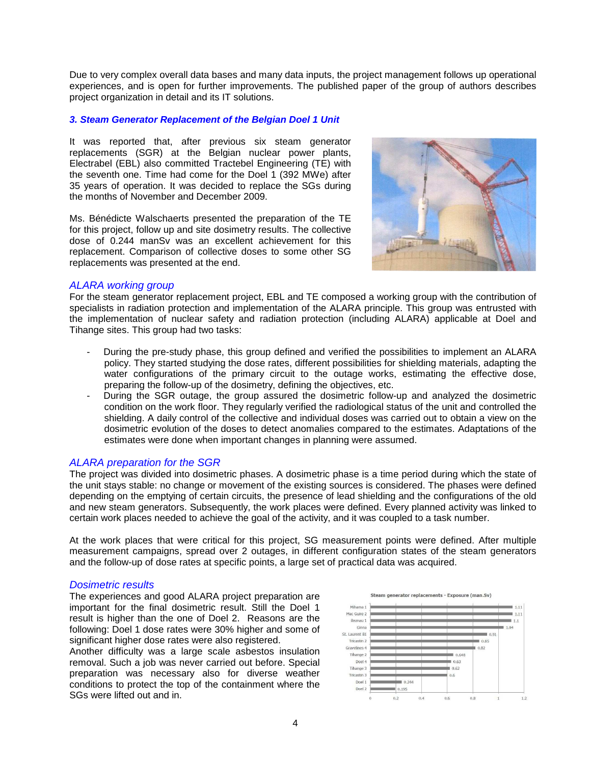Due to very complex overall data bases and many data inputs, the project management follows up operational experiences, and is open for further improvements. The published paper of the group of authors describes project organization in detail and its IT solutions.

### *3. Steam Generator Replacement of the Belgian Doel 1 Unit*

It was reported that, after previous six steam generator replacements (SGR) at the Belgian nuclear power plants, Electrabel (EBL) also committed Tractebel Engineering (TE) with the seventh one. Time had come for the Doel 1 (392 MWe) after 35 years of operation. It was decided to replace the SGs during the months of November and December 2009.

Ms. Bénédicte Walschaerts presented the preparation of the TE for this project, follow up and site dosimetry results. The collective dose of 0.244 manSv was an excellent achievement for this replacement. Comparison of collective doses to some other SG replacements was presented at the end.

#### *ALARA working group*

For the steam generator replacement project, EBL and TE composed a working group with the contribution of specialists in radiation protection and implementation of the ALARA principle. This group was entrusted with the implementation of nuclear safety and radiation protection (including ALARA) applicable at Doel and Tihange sites. This group had two tasks:

- During the pre-study phase, this group defined and verified the possibilities to implement an ALARA policy. They started studying the dose rates, different possibilities for shielding materials, adapting the water configurations of the primary circuit to the outage works, estimating the effective dose, preparing the follow-up of the dosimetry, defining the objectives, etc.
- During the SGR outage, the group assured the dosimetric follow-up and analyzed the dosimetric condition on the work floor. They regularly verified the radiological status of the unit and controlled the shielding. A daily control of the collective and individual doses was carried out to obtain a view on the dosimetric evolution of the doses to detect anomalies compared to the estimates. Adaptations of the estimates were done when important changes in planning were assumed.

#### *ALARA preparation for the SGR*

The project was divided into dosimetric phases. A dosimetric phase is a time period during which the state of the unit stays stable: no change or movement of the existing sources is considered. The phases were defined depending on the emptying of certain circuits, the presence of lead shielding and the configurations of the old and new steam generators. Subsequently, the work places were defined. Every planned activity was linked to certain work places needed to achieve the goal of the activity, and it was coupled to a task number.

At the work places that were critical for this project, SG measurement points were defined. After multiple measurement campaigns, spread over 2 outages, in different configuration states of the steam generators and the follow-up of dose rates at specific points, a large set of practical data was acquired.

#### *Dosimetric results*

The experiences and good ALARA project preparation are important for the final dosimetric result. Still the Doel 1 result is higher than the one of Doel 2. Reasons are the following: Doel 1 dose rates were 30% higher and some of significant higher dose rates were also registered.
Another difficulty was a large scale asbestos insulation removal. Such a job was never carried out before. Special preparation was necessary also for diverse weather conditions to protect the top of the containment where the SGs were lifted out and in.

**Steam generator replacements - Exposure (man.Sv)**

| Unit | Exposure (man.Sv) |
| --- | --- |
| Mihama 1 | 1.11 |
| Mac Guire 2 | 1.11 |
| Beznau 1 | 1.1 |
| Ginna | 1.04 |
| St. Laurent B1 | 0.91 |
| Tricastin 2 | 0.85 |
| Gravelines 4 | 0.82 |
| Tihange 2 | 0.648 |
| Doel 4 | 0.63 |
| Tihange 3 | 0.62 |
| Tricastin 3 | 0.6 |
| Doel 1 | 0.244 |
| Doel 2 | 0.195 |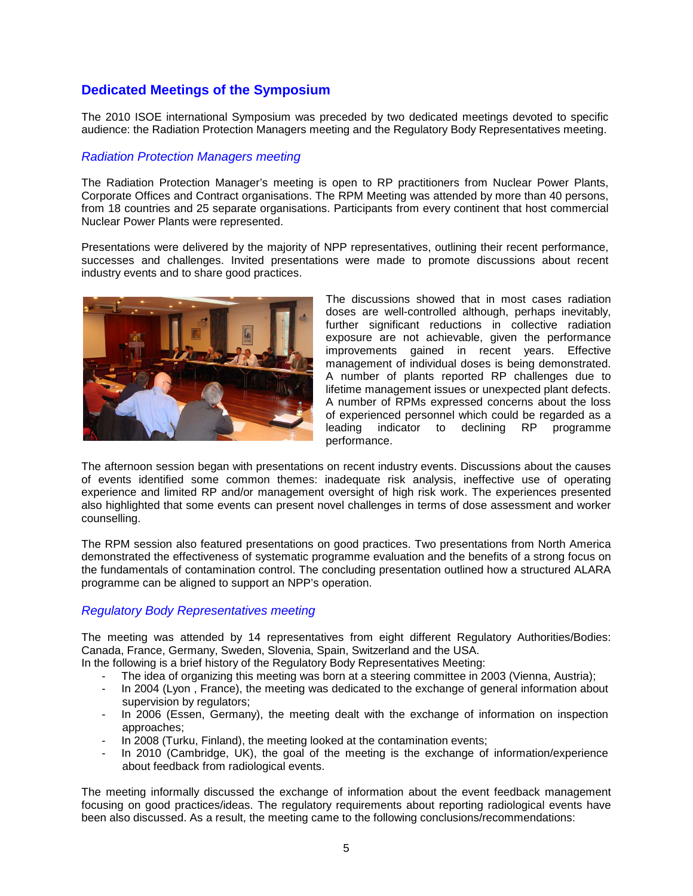## Dedicated Meetings of the Symposium

The 2010 ISOE international Symposium was preceded by two dedicated meetings devoted to specific audience: the Radiation Protection Managers meeting and the Regulatory Body Representatives meeting.

### *Radiation Protection Managers meeting*

The Radiation Protection Manager's meeting is open to RP practitioners from Nuclear Power Plants, Corporate Offices and Contract organisations. The RPM Meeting was attended by more than 40 persons, from 18 countries and 25 separate organisations. Participants from every continent that host commercial Nuclear Power Plants were represented.

Presentations were delivered by the majority of NPP representatives, outlining their recent performance, successes and challenges. Invited presentations were made to promote discussions about recent industry events and to share good practices.

The discussions showed that in most cases radiation doses are well-controlled although, perhaps inevitably, further significant reductions in collective radiation exposure are not achievable, given the performance improvements gained in recent years. Effective management of individual doses is being demonstrated. A number of plants reported RP challenges due to lifetime management issues or unexpected plant defects. A number of RPMs expressed concerns about the loss of experienced personnel which could be regarded as a leading indicator to declining RP programme performance.

The afternoon session began with presentations on recent industry events. Discussions about the causes of events identified some common themes: inadequate risk analysis, ineffective use of operating experience and limited RP and/or management oversight of high risk work. The experiences presented also highlighted that some events can present novel challenges in terms of dose assessment and worker counselling.

The RPM session also featured presentations on good practices. Two presentations from North America demonstrated the effectiveness of systematic programme evaluation and the benefits of a strong focus on the fundamentals of contamination control. The concluding presentation outlined how a structured ALARA programme can be aligned to support an NPP's operation.

### *Regulatory Body Representatives meeting*

The meeting was attended by 14 representatives from eight different Regulatory Authorities/Bodies: Canada, France, Germany, Sweden, Slovenia, Spain, Switzerland and the USA.
In the following is a brief history of the Regulatory Body Representatives Meeting:

- The idea of organizing this meeting was born at a steering committee in 2003 (Vienna, Austria);
- In 2004 (Lyon , France), the meeting was dedicated to the exchange of general information about supervision by regulators;
- In 2006 (Essen, Germany), the meeting dealt with the exchange of information on inspection approaches;
- In 2008 (Turku, Finland), the meeting looked at the contamination events;
- In 2010 (Cambridge, UK), the goal of the meeting is the exchange of information/experience about feedback from radiological events.

The meeting informally discussed the exchange of information about the event feedback management focusing on good practices/ideas. The regulatory requirements about reporting radiological events have been also discussed. As a result, the meeting came to the following conclusions/recommendations: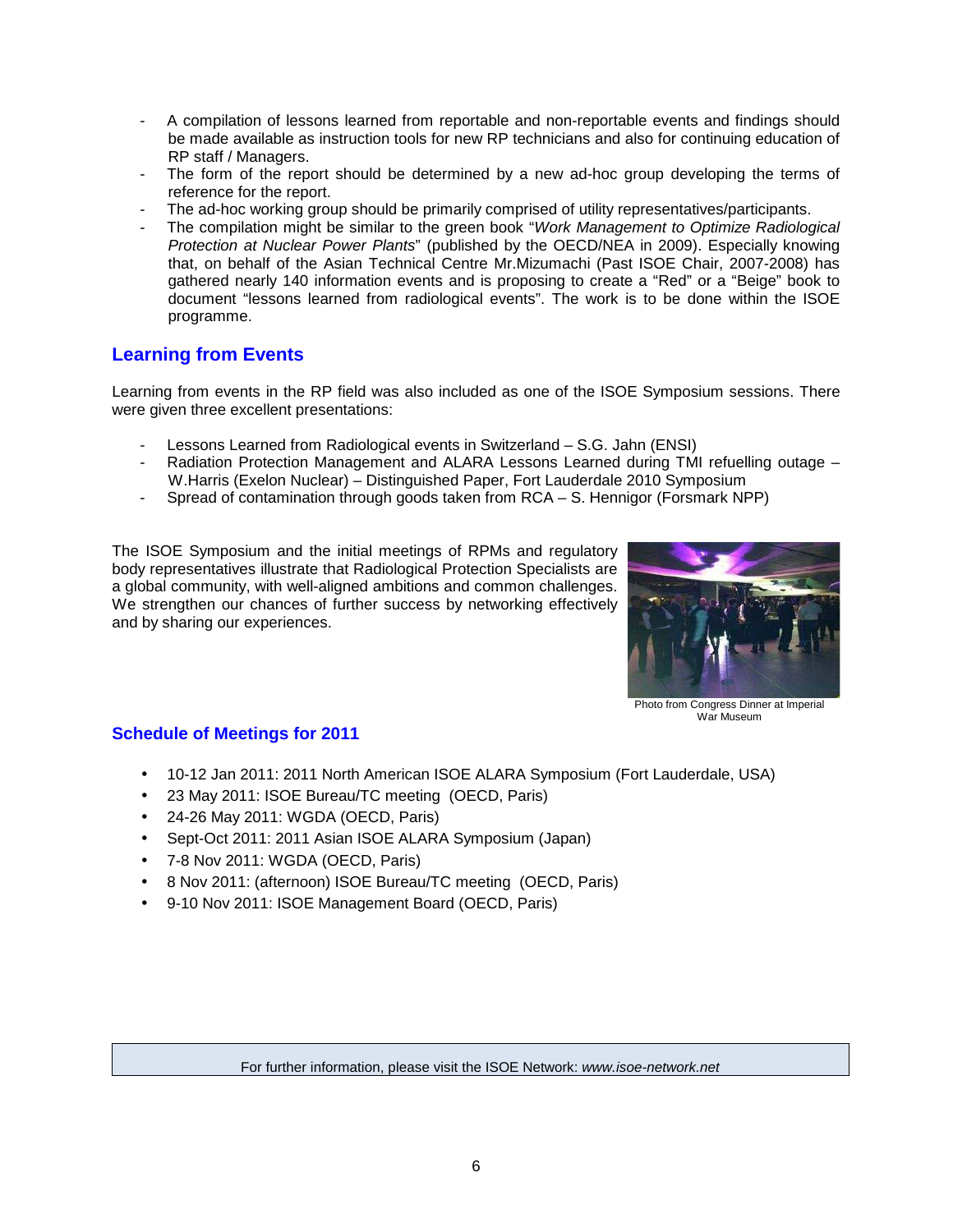- A compilation of lessons learned from reportable and non-reportable events and findings should be made available as instruction tools for new RP technicians and also for continuing education of RP staff / Managers.
- The form of the report should be determined by a new ad-hoc group developing the terms of reference for the report.
- The ad-hoc working group should be primarily comprised of utility representatives/participants.
- The compilation might be similar to the green book "*Work Management to Optimize Radiological Protection at Nuclear Power Plants*" (published by the OECD/NEA in 2009). Especially knowing that, on behalf of the Asian Technical Centre Mr.Mizumachi (Past ISOE Chair, 2007-2008) has gathered nearly 140 information events and is proposing to create a "Red" or a "Beige" book to document "lessons learned from radiological events". The work is to be done within the ISOE programme.

## Learning from Events

Learning from events in the RP field was also included as one of the ISOE Symposium sessions. There were given three excellent presentations:

- Lessons Learned from Radiological events in Switzerland – S.G. Jahn (ENSI)
- Radiation Protection Management and ALARA Lessons Learned during TMI refuelling outage – W.Harris (Exelon Nuclear) – Distinguished Paper, Fort Lauderdale 2010 Symposium
- Spread of contamination through goods taken from RCA – S. Hennigor (Forsmark NPP)

The ISOE Symposium and the initial meetings of RPMs and regulatory body representatives illustrate that Radiological Protection Specialists are a global community, with well-aligned ambitions and common challenges. We strengthen our chances of further success by networking effectively and by sharing our experiences.

Photo from Congress Dinner at Imperial War Museum

## Schedule of Meetings for 2011

- 10-12 Jan 2011: 2011 North American ISOE ALARA Symposium (Fort Lauderdale, USA)
- 23 May 2011: ISOE Bureau/TC meeting (OECD, Paris)
- 24-26 May 2011: WGDA (OECD, Paris)
- Sept-Oct 2011: 2011 Asian ISOE ALARA Symposium (Japan)
- 7-8 Nov 2011: WGDA (OECD, Paris)
- 8 Nov 2011: (afternoon) ISOE Bureau/TC meeting (OECD, Paris)
- 9-10 Nov 2011: ISOE Management Board (OECD, Paris)

For further information, please visit the ISOE Network: *www.isoe-network.net*